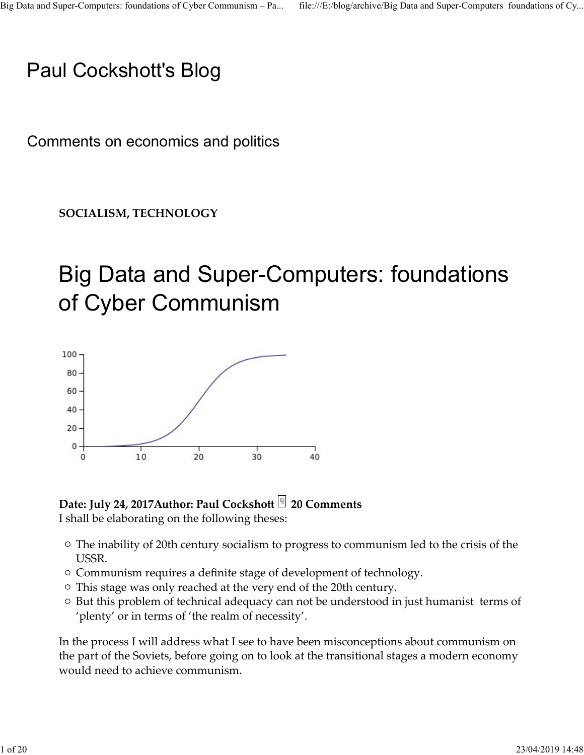# Paul Cockshott's Blog

Comments on economics and politics

**SOCIALISM, TECHNOLOGY**

## Big Data and Super-Computers: foundations of Cyber Communism

**Date: July 24, 2017Author: Paul Cockshott 20 Comments**

I shall be elaborating on the following theses:

- The inability of 20th century socialism to progress to communism led to the crisis of the USSR.
- Communism requires a definite stage of development of technology.
- This stage was only reached at the very end of the 20th century.
- But this problem of technical adequacy can not be understood in just humanist terms of 'plenty' or in terms of 'the realm of necessity'.

In the process I will address what I see to have been misconceptions about communism on the part of the Soviets, before going on to look at the transitional stages a modern economy would need to achieve communism.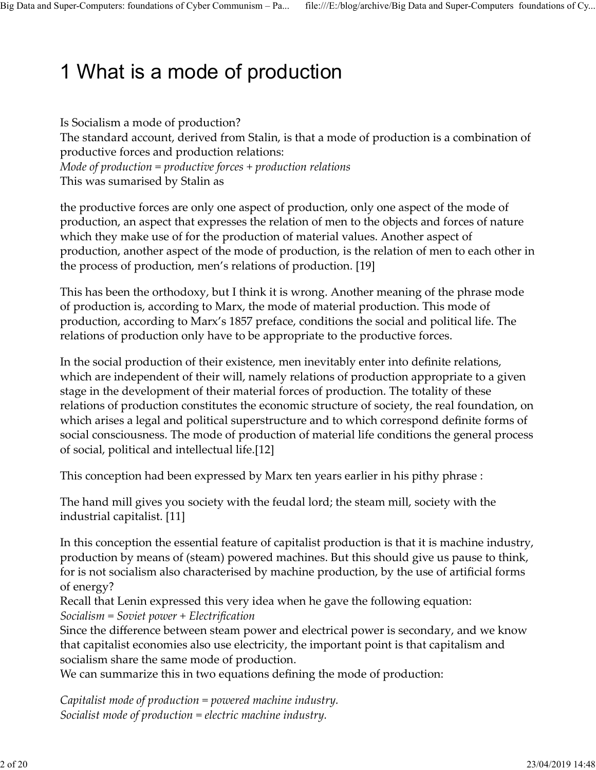# 1 What is a mode of production

Is Socialism a mode of production?
The standard account, derived from Stalin, is that a mode of production is a combination of productive forces and production relations:
*Mode of production = productive forces + production relations*
This was sumarised by Stalin as

the productive forces are only one aspect of production, only one aspect of the mode of production, an aspect that expresses the relation of men to the objects and forces of nature which they make use of for the production of material values. Another aspect of production, another aspect of the mode of production, is the relation of men to each other in the process of production, men's relations of production. [19]

This has been the orthodoxy, but I think it is wrong. Another meaning of the phrase mode of production is, according to Marx, the mode of material production. This mode of production, according to Marx's 1857 preface, conditions the social and political life. The relations of production only have to be appropriate to the productive forces.

In the social production of their existence, men inevitably enter into definite relations, which are independent of their will, namely relations of production appropriate to a given stage in the development of their material forces of production. The totality of these relations of production constitutes the economic structure of society, the real foundation, on which arises a legal and political superstructure and to which correspond definite forms of social consciousness. The mode of production of material life conditions the general process of social, political and intellectual life.[12]

This conception had been expressed by Marx ten years earlier in his pithy phrase :

The hand mill gives you society with the feudal lord; the steam mill, society with the industrial capitalist. [11]

In this conception the essential feature of capitalist production is that it is machine industry, production by means of (steam) powered machines. But this should give us pause to think, for is not socialism also characterised by machine production, by the use of artificial forms of energy?
Recall that Lenin expressed this very idea when he gave the following equation:
*Socialism = Soviet power + Electrification*
Since the difference between steam power and electrical power is secondary, and we know that capitalist economies also use electricity, the important point is that capitalism and socialism share the same mode of production.
We can summarize this in two equations defining the mode of production:

*Capitalist mode of production = powered machine industry.*
*Socialist mode of production = electric machine industry.*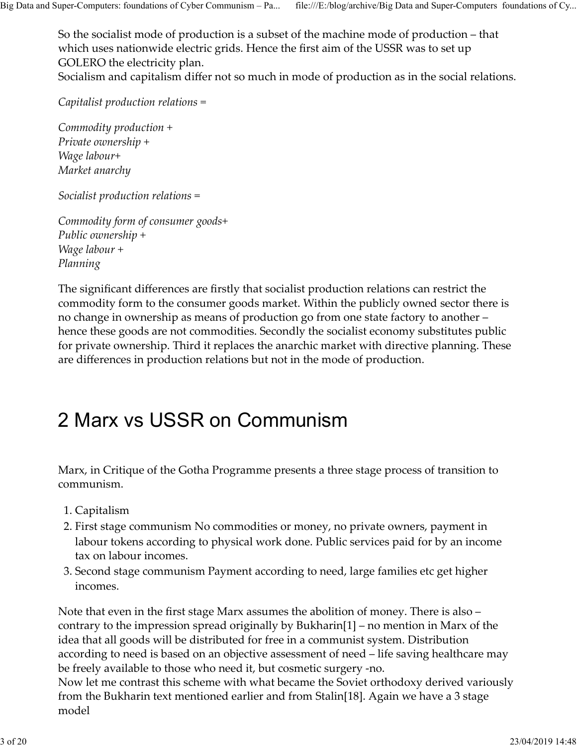So the socialist mode of production is a subset of the machine mode of production – that which uses nationwide electric grids. Hence the first aim of the USSR was to set up GOLERO the electricity plan.
Socialism and capitalism differ not so much in mode of production as in the social relations.

*Capitalist production relations =*

*Commodity production +*
*Private ownership +*
*Wage labour+*
*Market anarchy*

*Socialist production relations =*

*Commodity form of consumer goods+*
*Public ownership +*
*Wage labour +*
*Planning*

The significant differences are firstly that socialist production relations can restrict the commodity form to the consumer goods market. Within the publicly owned sector there is no change in ownership as means of production go from one state factory to another – hence these goods are not commodities. Secondly the socialist economy substitutes public for private ownership. Third it replaces the anarchic market with directive planning. These are differences in production relations but not in the mode of production.

## 2 Marx vs USSR on Communism

Marx, in Critique of the Gotha Programme presents a three stage process of transition to communism.

1. Capitalism
2. First stage communism No commodities or money, no private owners, payment in labour tokens according to physical work done. Public services paid for by an income tax on labour incomes.
3. Second stage communism Payment according to need, large families etc get higher incomes.

Note that even in the first stage Marx assumes the abolition of money. There is also – contrary to the impression spread originally by Bukharin[1] – no mention in Marx of the idea that all goods will be distributed for free in a communist system. Distribution according to need is based on an objective assessment of need – life saving healthcare may be freely available to those who need it, but cosmetic surgery -no.
Now let me contrast this scheme with what became the Soviet orthodoxy derived variously from the Bukharin text mentioned earlier and from Stalin[18]. Again we have a 3 stage model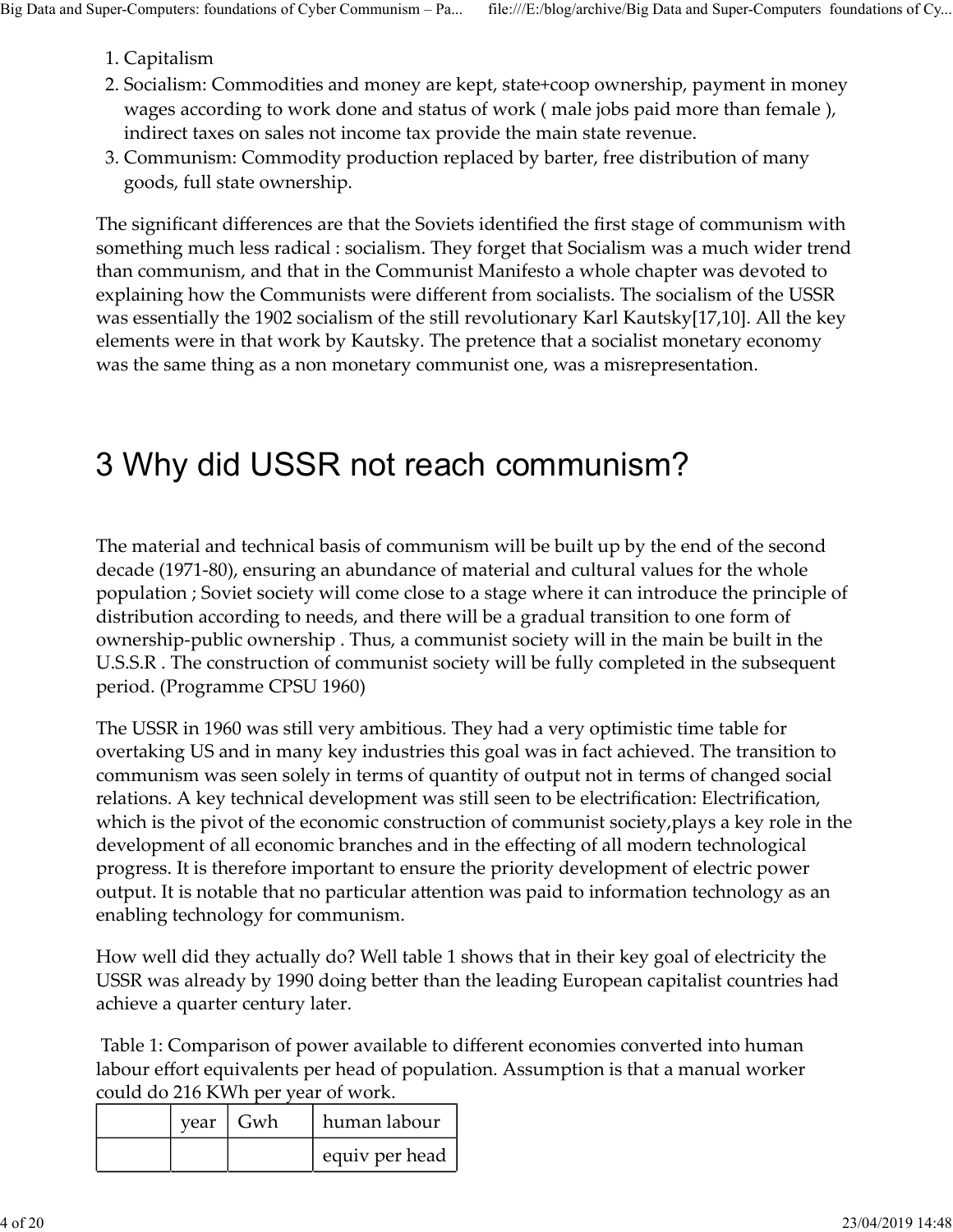1. Capitalism
2. Socialism: Commodities and money are kept, state+coop ownership, payment in money wages according to work done and status of work ( male jobs paid more than female ), indirect taxes on sales not income tax provide the main state revenue.
3. Communism: Commodity production replaced by barter, free distribution of many goods, full state ownership.

The significant differences are that the Soviets identified the first stage of communism with something much less radical : socialism. They forget that Socialism was a much wider trend than communism, and that in the Communist Manifesto a whole chapter was devoted to explaining how the Communists were different from socialists. The socialism of the USSR was essentially the 1902 socialism of the still revolutionary Karl Kautsky[17,10]. All the key elements were in that work by Kautsky. The pretence that a socialist monetary economy was the same thing as a non monetary communist one, was a misrepresentation.

# 3 Why did USSR not reach communism?

The material and technical basis of communism will be built up by the end of the second decade (1971-80), ensuring an abundance of material and cultural values for the whole population ; Soviet society will come close to a stage where it can introduce the principle of distribution according to needs, and there will be a gradual transition to one form of ownership-public ownership . Thus, a communist society will in the main be built in the U.S.S.R . The construction of communist society will be fully completed in the subsequent period. (Programme CPSU 1960)

The USSR in 1960 was still very ambitious. They had a very optimistic time table for overtaking US and in many key industries this goal was in fact achieved. The transition to communism was seen solely in terms of quantity of output not in terms of changed social relations. A key technical development was still seen to be electrification: Electrification, which is the pivot of the economic construction of communist society,plays a key role in the development of all economic branches and in the effecting of all modern technological progress. It is therefore important to ensure the priority development of electric power output. It is notable that no particular attention was paid to information technology as an enabling technology for communism.

How well did they actually do? Well table 1 shows that in their key goal of electricity the USSR was already by 1990 doing better than the leading European capitalist countries had achieve a quarter century later.

Table 1: Comparison of power available to different economies converted into human labour effort equivalents per head of population. Assumption is that a manual worker could do 216 KWh per year of work.

| | year | Gwh | human labour |
|---|---|---|---|
| | | | equiv per head |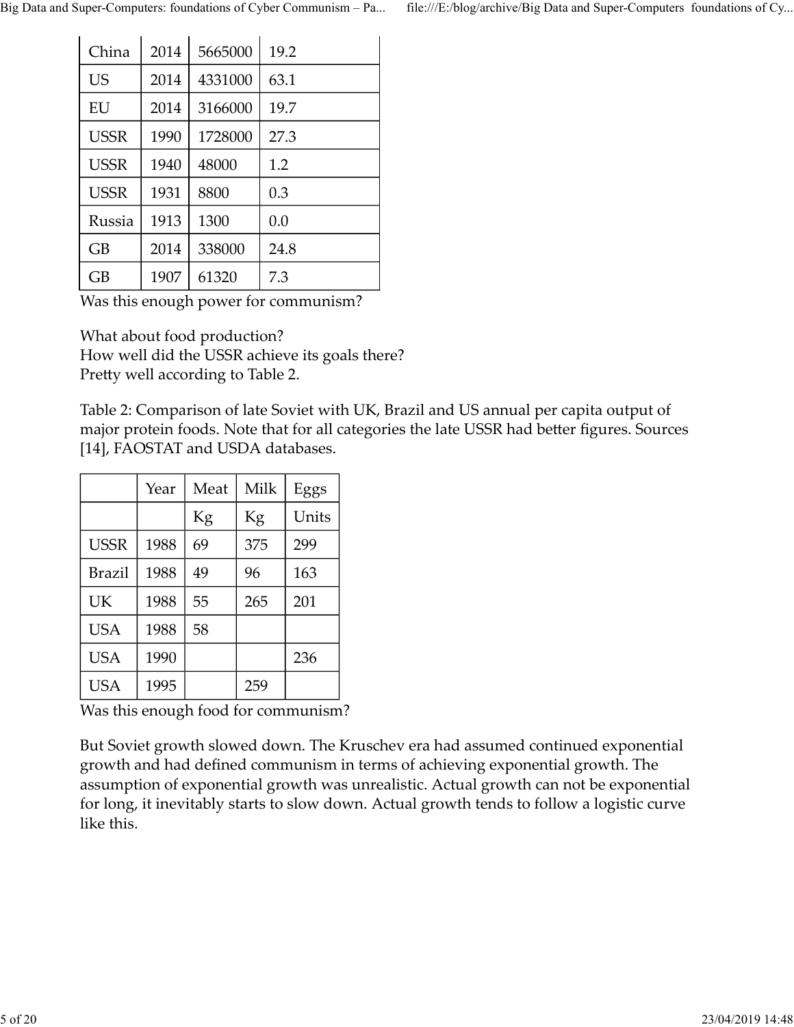| China | 2014 | 5665000 | 19.2 |
|---|---|---|---|
| US | 2014 | 4331000 | 63.1 |
| EU | 2014 | 3166000 | 19.7 |
| USSR | 1990 | 1728000 | 27.3 |
| USSR | 1940 | 48000 | 1.2 |
| USSR | 1931 | 8800 | 0.3 |
| Russia | 1913 | 1300 | 0.0 |
| GB | 2014 | 338000 | 24.8 |
| GB | 1907 | 61320 | 7.3 |

Was this enough power for communism?

What about food production?
How well did the USSR achieve its goals there?
Pretty well according to Table 2.

Table 2: Comparison of late Soviet with UK, Brazil and US annual per capita output of major protein foods. Note that for all categories the late USSR had better figures. Sources [14], FAOSTAT and USDA databases.

| | Year | Meat | Milk | Eggs |
|---|---|---|---|---|
| | | Kg | Kg | Units |
| USSR | 1988 | 69 | 375 | 299 |
| Brazil | 1988 | 49 | 96 | 163 |
| UK | 1988 | 55 | 265 | 201 |
| USA | 1988 | 58 | | |
| USA | 1990 | | | 236 |
| USA | 1995 | | 259 | |

Was this enough food for communism?

But Soviet growth slowed down. The Kruschev era had assumed continued exponential growth and had defined communism in terms of achieving exponential growth. The assumption of exponential growth was unrealistic. Actual growth can not be exponential for long, it inevitably starts to slow down. Actual growth tends to follow a logistic curve like this.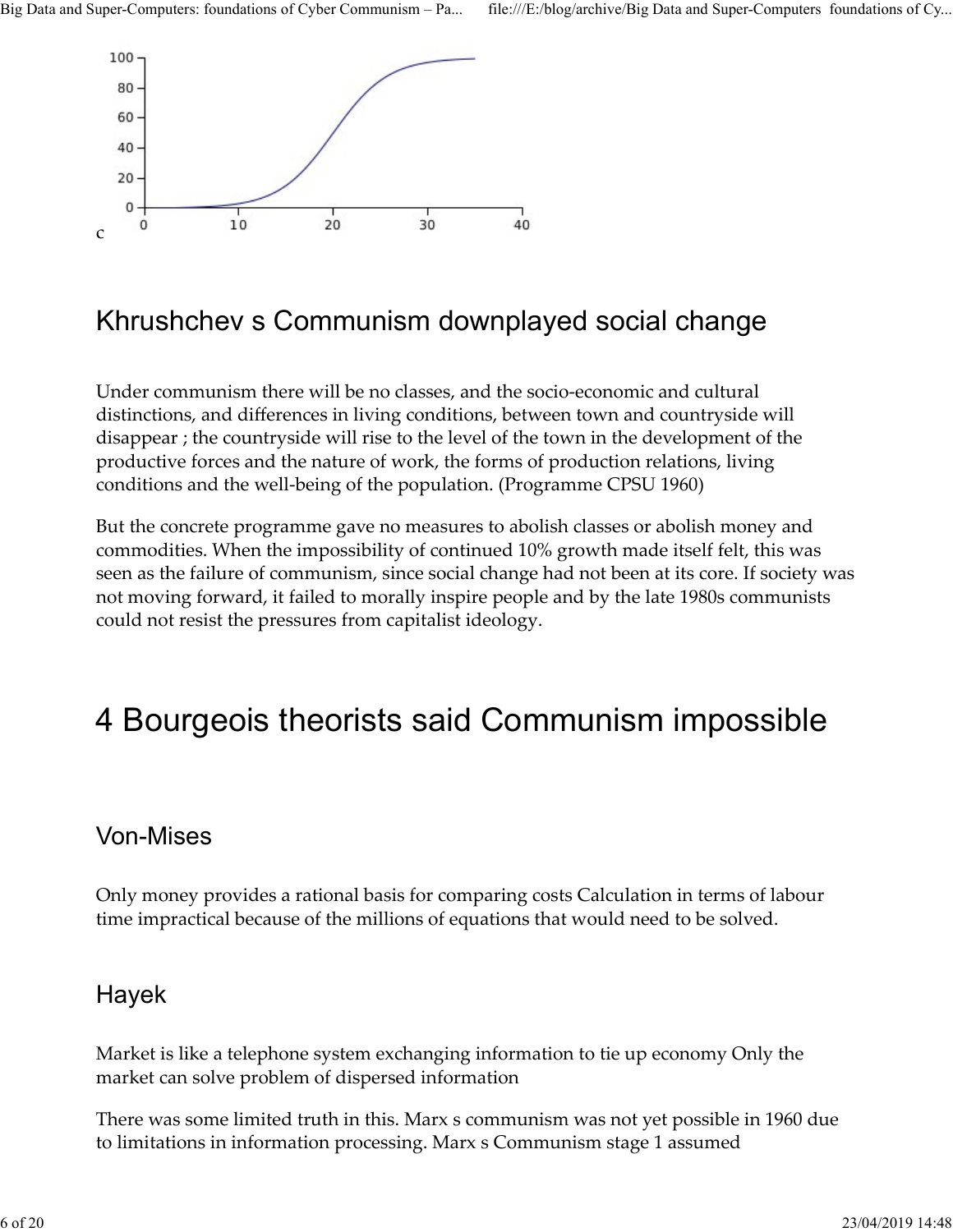c

## Khrushchev s Communism downplayed social change

Under communism there will be no classes, and the socio-economic and cultural distinctions, and differences in living conditions, between town and countryside will disappear ; the countryside will rise to the level of the town in the development of the productive forces and the nature of work, the forms of production relations, living conditions and the well-being of the population. (Programme CPSU 1960)

But the concrete programme gave no measures to abolish classes or abolish money and commodities. When the impossibility of continued 10% growth made itself felt, this was seen as the failure of communism, since social change had not been at its core. If society was not moving forward, it failed to morally inspire people and by the late 1980s communists could not resist the pressures from capitalist ideology.

# 4 Bourgeois theorists said Communism impossible

## Von-Mises

Only money provides a rational basis for comparing costs Calculation in terms of labour time impractical because of the millions of equations that would need to be solved.

## Hayek

Market is like a telephone system exchanging information to tie up economy Only the market can solve problem of dispersed information

There was some limited truth in this. Marx s communism was not yet possible in 1960 due to limitations in information processing. Marx s Communism stage 1 assumed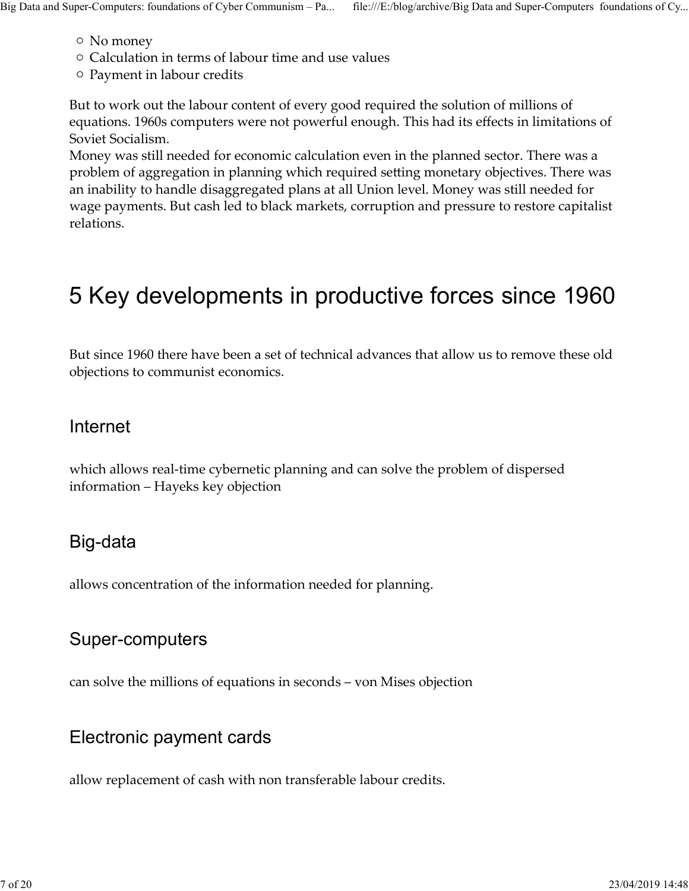- No money
- Calculation in terms of labour time and use values
- Payment in labour credits

But to work out the labour content of every good required the solution of millions of equations. 1960s computers were not powerful enough. This had its effects in limitations of Soviet Socialism.
Money was still needed for economic calculation even in the planned sector. There was a problem of aggregation in planning which required setting monetary objectives. There was an inability to handle disaggregated plans at all Union level. Money was still needed for wage payments. But cash led to black markets, corruption and pressure to restore capitalist relations.

# 5 Key developments in productive forces since 1960

But since 1960 there have been a set of technical advances that allow us to remove these old objections to communist economics.

## Internet

which allows real-time cybernetic planning and can solve the problem of dispersed information – Hayeks key objection

## Big-data

allows concentration of the information needed for planning.

## Super-computers

can solve the millions of equations in seconds – von Mises objection

## Electronic payment cards

allow replacement of cash with non transferable labour credits.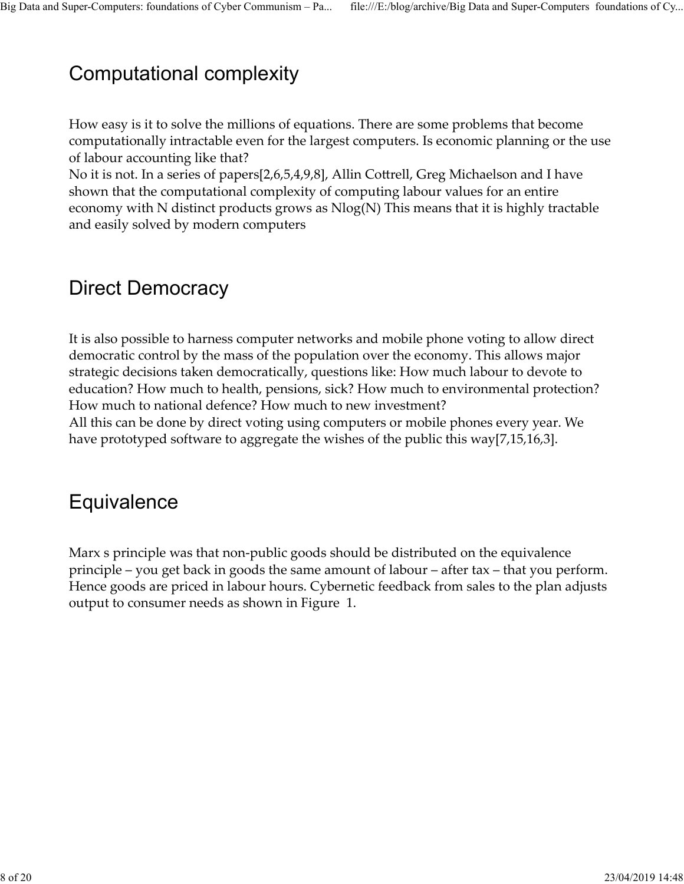## Computational complexity

How easy is it to solve the millions of equations. There are some problems that become computationally intractable even for the largest computers. Is economic planning or the use of labour accounting like that?
No it is not. In a series of papers[2,6,5,4,9,8], Allin Cottrell, Greg Michaelson and I have shown that the computational complexity of computing labour values for an entire economy with N distinct products grows as $N\log(N)$ This means that it is highly tractable and easily solved by modern computers

## Direct Democracy

It is also possible to harness computer networks and mobile phone voting to allow direct democratic control by the mass of the population over the economy. This allows major strategic decisions taken democratically, questions like: How much labour to devote to education? How much to health, pensions, sick? How much to environmental protection? How much to national defence? How much to new investment?
All this can be done by direct voting using computers or mobile phones every year. We have prototyped software to aggregate the wishes of the public this way[7,15,16,3].

## Equivalence

Marx s principle was that non-public goods should be distributed on the equivalence principle – you get back in goods the same amount of labour – after tax – that you perform. Hence goods are priced in labour hours. Cybernetic feedback from sales to the plan adjusts output to consumer needs as shown in Figure 1.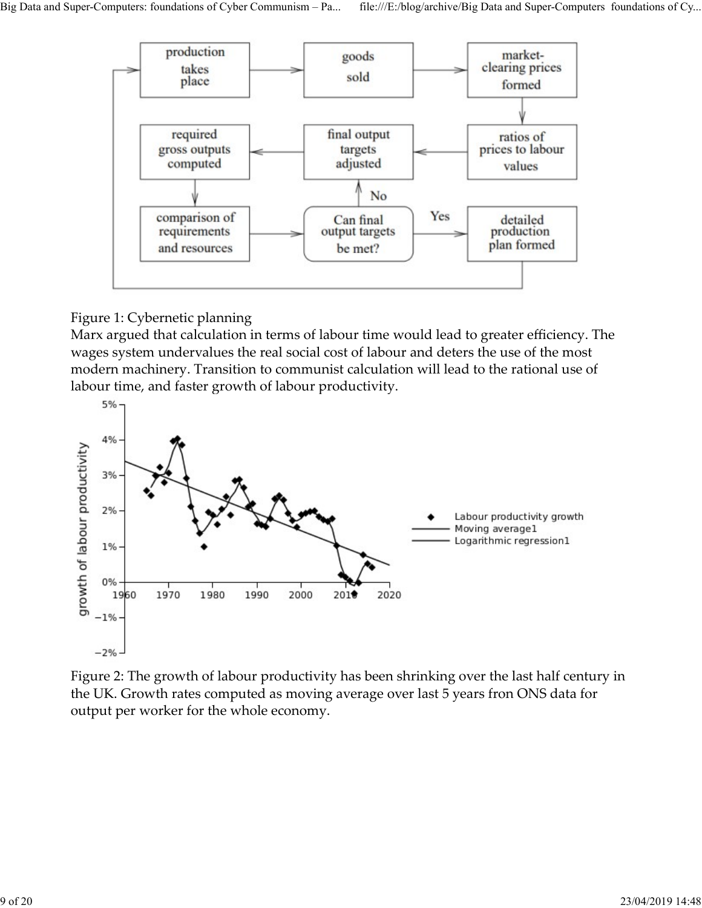Figure 1: Cybernetic planning

Marx argued that calculation in terms of labour time would lead to greater efficiency. The wages system undervalues the real social cost of labour and deters the use of the most modern machinery. Transition to communist calculation will lead to the rational use of labour time, and faster growth of labour productivity.

Figure 2: The growth of labour productivity has been shrinking over the last half century in the UK. Growth rates computed as moving average over last 5 years fron ONS data for output per worker for the whole economy.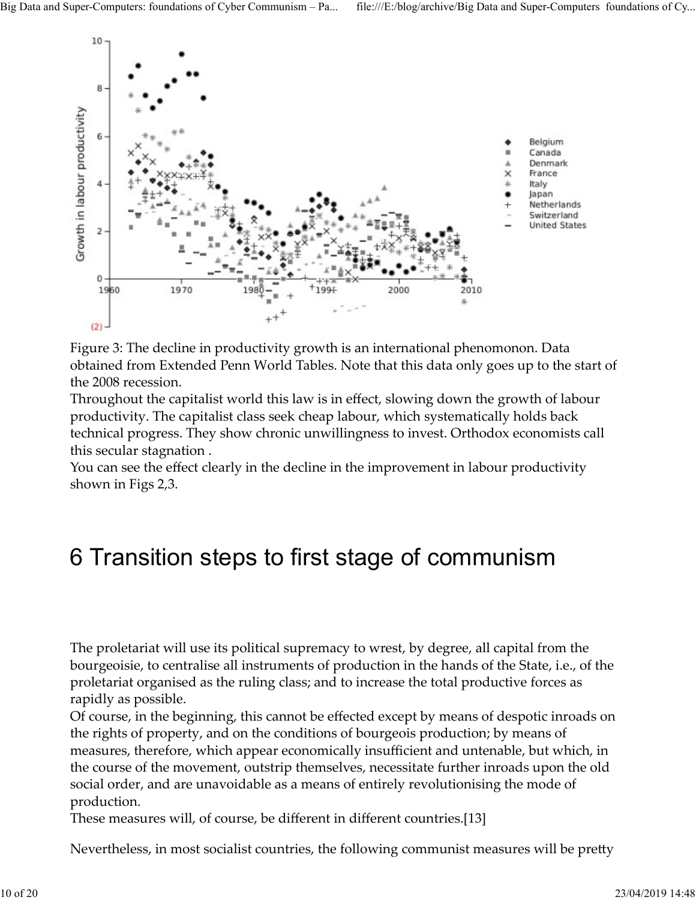Figure 3: The decline in productivity growth is an international phenomonon. Data obtained from Extended Penn World Tables. Note that this data only goes up to the start of the 2008 recession.

Throughout the capitalist world this law is in effect, slowing down the growth of labour productivity. The capitalist class seek cheap labour, which systematically holds back technical progress. They show chronic unwillingness to invest. Orthodox economists call this secular stagnation .

You can see the effect clearly in the decline in the improvement in labour productivity shown in Figs 2,3.

# 6 Transition steps to first stage of communism

The proletariat will use its political supremacy to wrest, by degree, all capital from the bourgeoisie, to centralise all instruments of production in the hands of the State, i.e., of the proletariat organised as the ruling class; and to increase the total productive forces as rapidly as possible.

Of course, in the beginning, this cannot be effected except by means of despotic inroads on the rights of property, and on the conditions of bourgeois production; by means of measures, therefore, which appear economically insufficient and untenable, but which, in the course of the movement, outstrip themselves, necessitate further inroads upon the old social order, and are unavoidable as a means of entirely revolutionising the mode of production.

These measures will, of course, be different in different countries.[13]

Nevertheless, in most socialist countries, the following communist measures will be pretty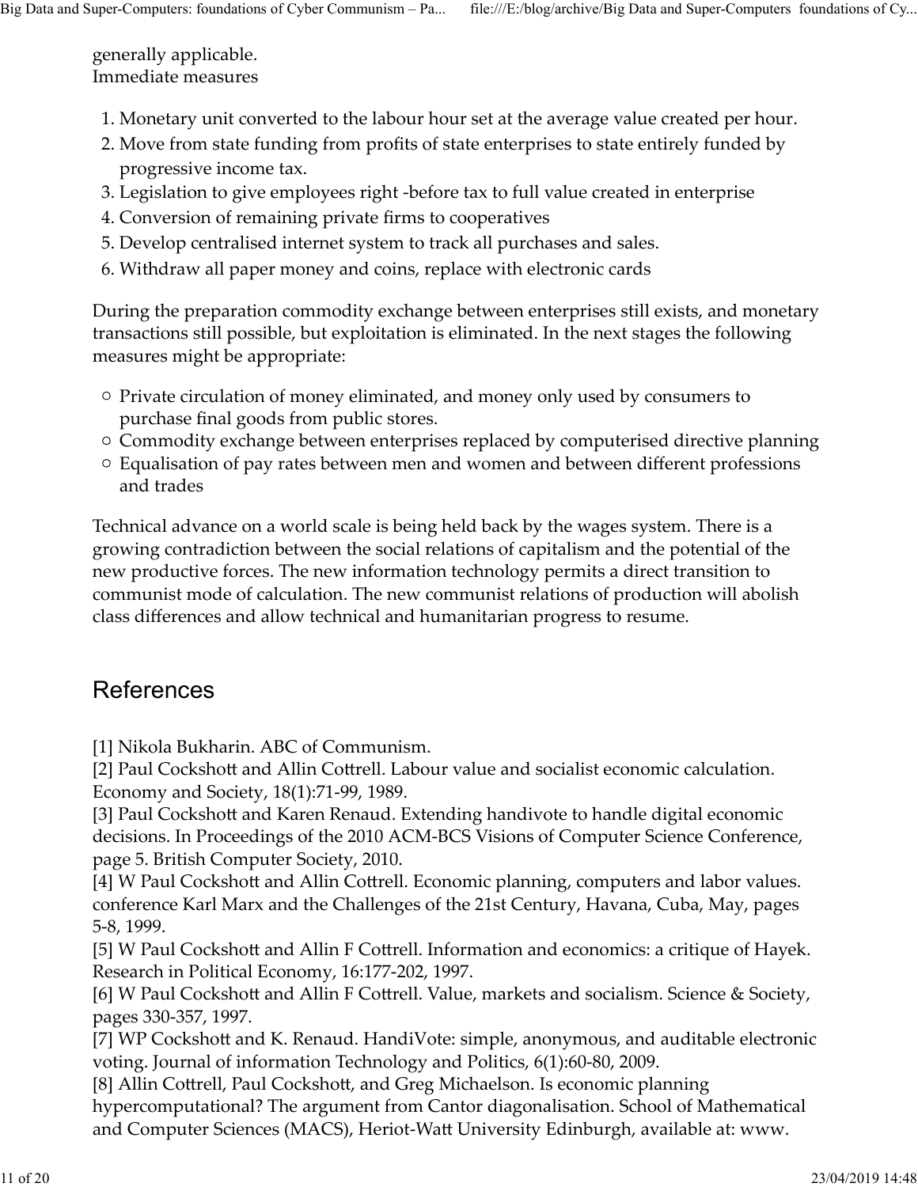generally applicable.
Immediate measures

1. Monetary unit converted to the labour hour set at the average value created per hour.
2. Move from state funding from profits of state enterprises to state entirely funded by progressive income tax.
3. Legislation to give employees right -before tax to full value created in enterprise
4. Conversion of remaining private firms to cooperatives
5. Develop centralised internet system to track all purchases and sales.
6. Withdraw all paper money and coins, replace with electronic cards

During the preparation commodity exchange between enterprises still exists, and monetary transactions still possible, but exploitation is eliminated. In the next stages the following measures might be appropriate:

- Private circulation of money eliminated, and money only used by consumers to purchase final goods from public stores.
- Commodity exchange between enterprises replaced by computerised directive planning
- Equalisation of pay rates between men and women and between different professions and trades

Technical advance on a world scale is being held back by the wages system. There is a growing contradiction between the social relations of capitalism and the potential of the new productive forces. The new information technology permits a direct transition to communist mode of calculation. The new communist relations of production will abolish class differences and allow technical and humanitarian progress to resume.

## References

[1] Nikola Bukharin. ABC of Communism.
[2] Paul Cockshott and Allin Cottrell. Labour value and socialist economic calculation. Economy and Society, 18(1):71-99, 1989.
[3] Paul Cockshott and Karen Renaud. Extending handivote to handle digital economic decisions. In Proceedings of the 2010 ACM-BCS Visions of Computer Science Conference, page 5. British Computer Society, 2010.
[4] W Paul Cockshott and Allin Cottrell. Economic planning, computers and labor values. conference Karl Marx and the Challenges of the 21st Century, Havana, Cuba, May, pages 5-8, 1999.
[5] W Paul Cockshott and Allin F Cottrell. Information and economics: a critique of Hayek. Research in Political Economy, 16:177-202, 1997.
[6] W Paul Cockshott and Allin F Cottrell. Value, markets and socialism. Science & Society, pages 330-357, 1997.
[7] WP Cockshott and K. Renaud. HandiVote: simple, anonymous, and auditable electronic voting. Journal of information Technology and Politics, 6(1):60-80, 2009.
[8] Allin Cottrell, Paul Cockshott, and Greg Michaelson. Is economic planning hypercomputational? The argument from Cantor diagonalisation. School of Mathematical and Computer Sciences (MACS), Heriot-Watt University Edinburgh, available at: www.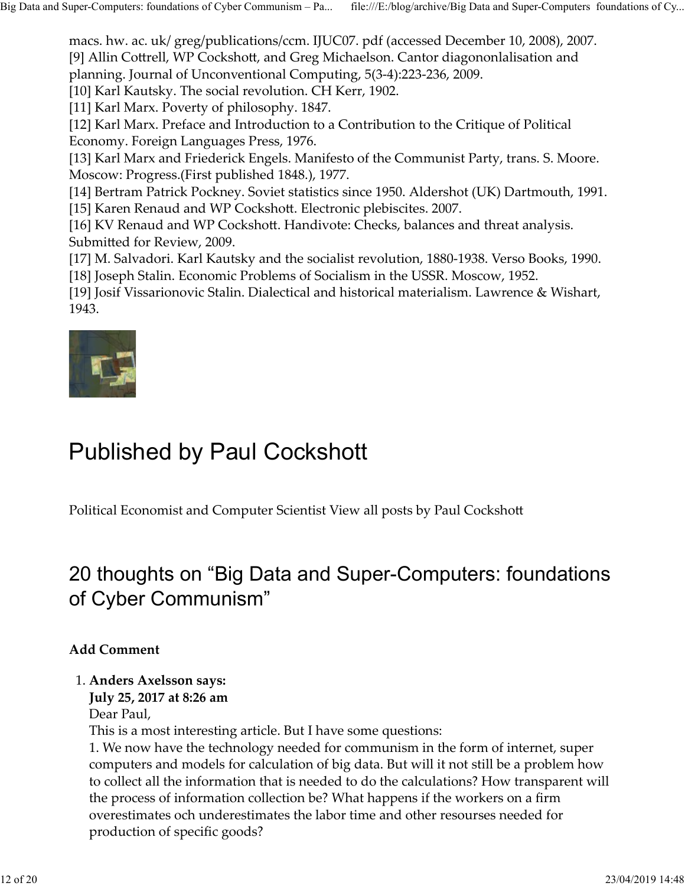macs. hw. ac. uk/ greg/publications/ccm. IJUC07. pdf (accessed December 10, 2008), 2007.
[9] Allin Cottrell, WP Cockshott, and Greg Michaelson. Cantor diagononlalisation and planning. Journal of Unconventional Computing, 5(3-4):223-236, 2009.
[10] Karl Kautsky. The social revolution. CH Kerr, 1902.
[11] Karl Marx. Poverty of philosophy. 1847.
[12] Karl Marx. Preface and Introduction to a Contribution to the Critique of Political Economy. Foreign Languages Press, 1976.
[13] Karl Marx and Friederick Engels. Manifesto of the Communist Party, trans. S. Moore. Moscow: Progress.(First published 1848.), 1977.
[14] Bertram Patrick Pockney. Soviet statistics since 1950. Aldershot (UK) Dartmouth, 1991.
[15] Karen Renaud and WP Cockshott. Electronic plebiscites. 2007.
[16] KV Renaud and WP Cockshott. Handivote: Checks, balances and threat analysis. Submitted for Review, 2009.
[17] M. Salvadori. Karl Kautsky and the socialist revolution, 1880-1938. Verso Books, 1990.
[18] Joseph Stalin. Economic Problems of Socialism in the USSR. Moscow, 1952.
[19] Josif Vissarionovic Stalin. Dialectical and historical materialism. Lawrence & Wishart, 1943.

# Published by Paul Cockshott

Political Economist and Computer Scientist View all posts by Paul Cockshott

## 20 thoughts on "Big Data and Super-Computers: foundations of Cyber Communism"

**Add Comment**

1. **Anders Axelsson says:**
   **July 25, 2017 at 8:26 am**
   Dear Paul,
   This is a most interesting article. But I have some questions:
   1. We now have the technology needed for communism in the form of internet, super computers and models for calculation of big data. But will it not still be a problem how to collect all the information that is needed to do the calculations? How transparent will the process of information collection be? What happens if the workers on a firm overestimates och underestimates the labor time and other resourses needed for production of specific goods?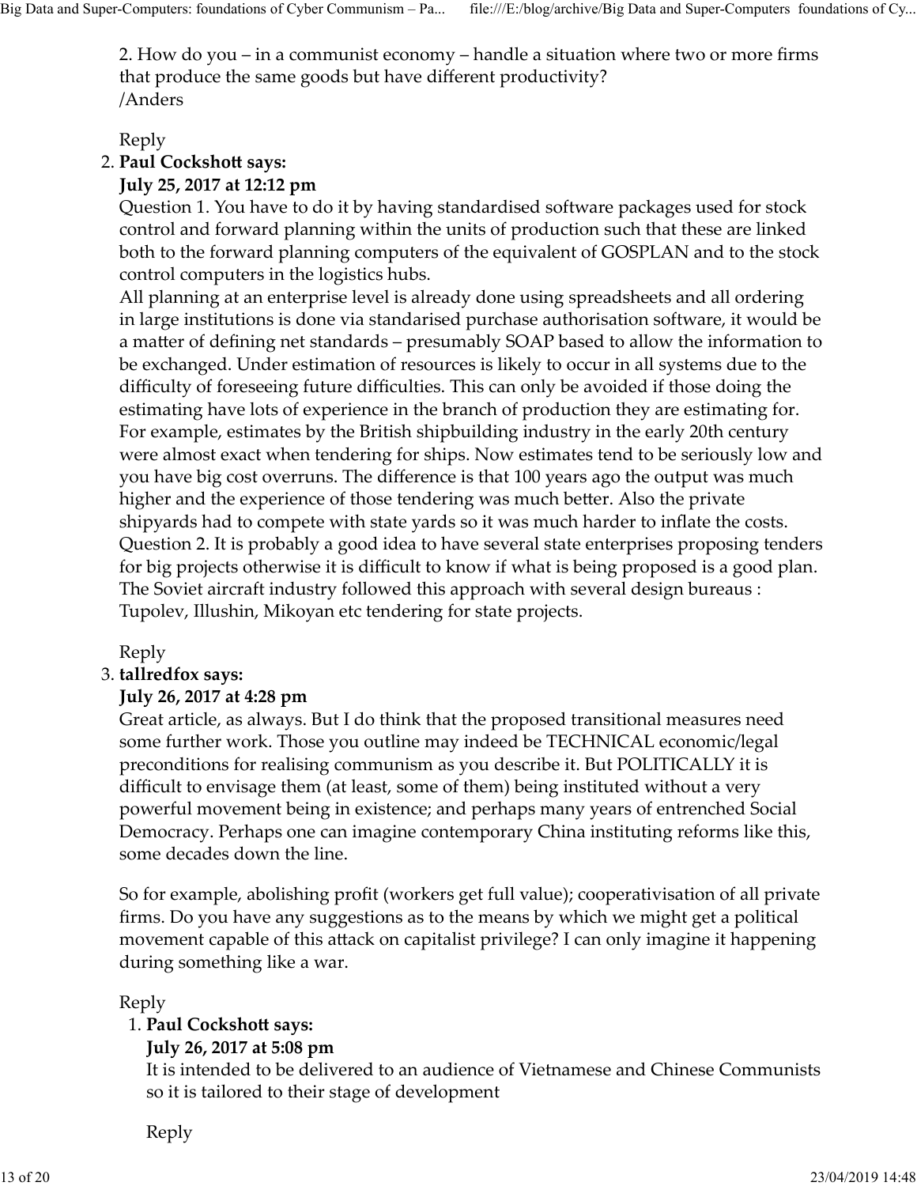2. How do you – in a communist economy – handle a situation where two or more firms that produce the same goods but have different productivity?
/Anders

Reply

2. **Paul Cockshott says:**
   **July 25, 2017 at 12:12 pm**
   Question 1. You have to do it by having standardised software packages used for stock control and forward planning within the units of production such that these are linked both to the forward planning computers of the equivalent of GOSPLAN and to the stock control computers in the logistics hubs.
   All planning at an enterprise level is already done using spreadsheets and all ordering in large institutions is done via standarised purchase authorisation software, it would be a matter of defining net standards – presumably SOAP based to allow the information to be exchanged. Under estimation of resources is likely to occur in all systems due to the difficulty of foreseeing future difficulties. This can only be avoided if those doing the estimating have lots of experience in the branch of production they are estimating for. For example, estimates by the British shipbuilding industry in the early 20th century were almost exact when tendering for ships. Now estimates tend to be seriously low and you have big cost overruns. The difference is that 100 years ago the output was much higher and the experience of those tendering was much better. Also the private shipyards had to compete with state yards so it was much harder to inflate the costs.
   Question 2. It is probably a good idea to have several state enterprises proposing tenders for big projects otherwise it is difficult to know if what is being proposed is a good plan. The Soviet aircraft industry followed this approach with several design bureaus : Tupolev, Illushin, Mikoyan etc tendering for state projects.

   Reply

3. **tallredfox says:**
   **July 26, 2017 at 4:28 pm**
   Great article, as always. But I do think that the proposed transitional measures need some further work. Those you outline may indeed be TECHNICAL economic/legal preconditions for realising communism as you describe it. But POLITICALLY it is difficult to envisage them (at least, some of them) being instituted without a very powerful movement being in existence; and perhaps many years of entrenched Social Democracy. Perhaps one can imagine contemporary China instituting reforms like this, some decades down the line.

   So for example, abolishing profit (workers get full value); cooperativisation of all private firms. Do you have any suggestions as to the means by which we might get a political movement capable of this attack on capitalist privilege? I can only imagine it happening during something like a war.

   Reply

   1. **Paul Cockshott says:**
      **July 26, 2017 at 5:08 pm**
      It is intended to be delivered to an audience of Vietnamese and Chinese Communists so it is tailored to their stage of development

      Reply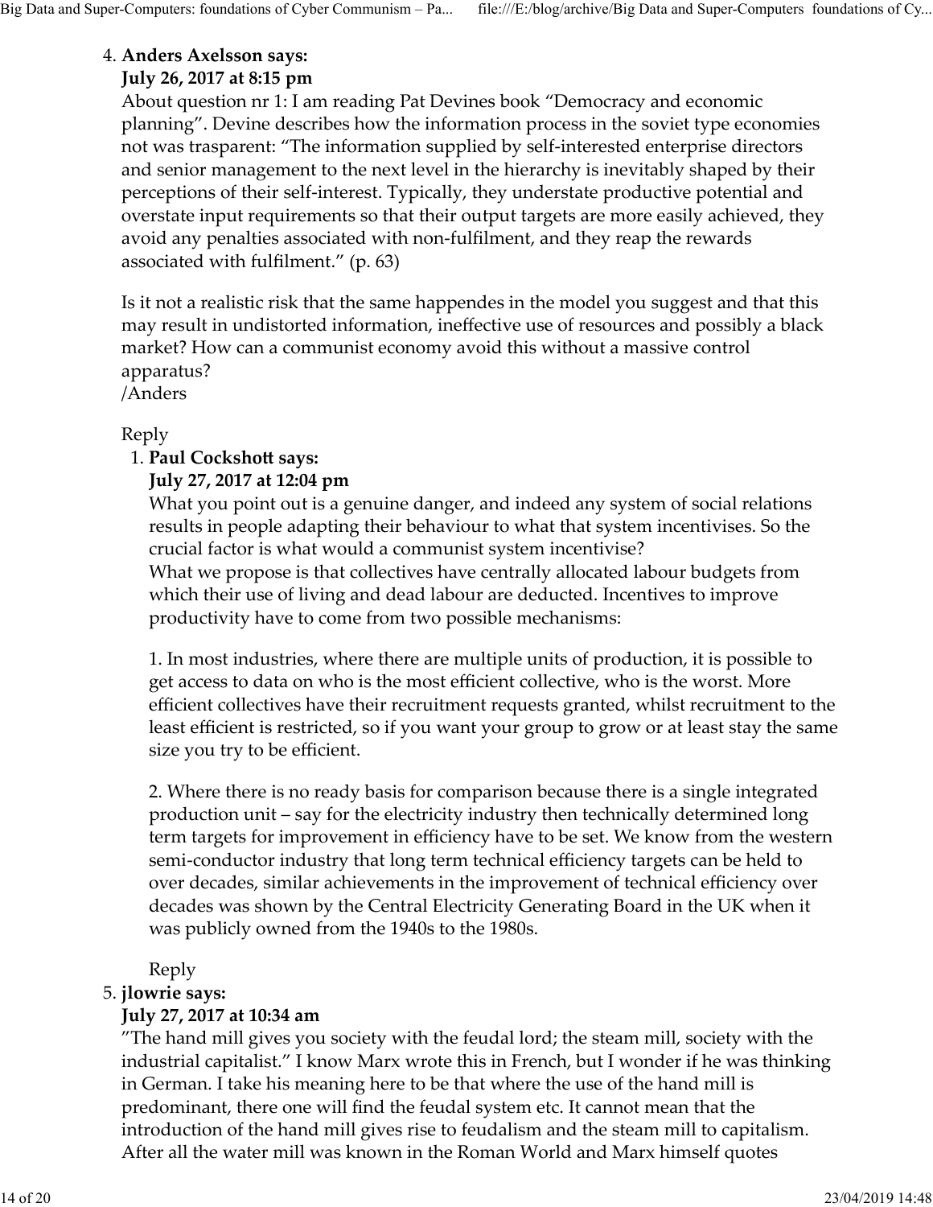4. **Anders Axelsson says:**
   **July 26, 2017 at 8:15 pm**
   About question nr 1: I am reading Pat Devines book "Democracy and economic planning". Devine describes how the information process in the soviet type economies not was trasparent: "The information supplied by self-interested enterprise directors and senior management to the next level in the hierarchy is inevitably shaped by their perceptions of their self-interest. Typically, they understate productive potential and overstate input requirements so that their output targets are more easily achieved, they avoid any penalties associated with non-fulfilment, and they reap the rewards associated with fulfilment." (p. 63)

   Is it not a realistic risk that the same happendes in the model you suggest and that this may result in undistorted information, ineffective use of resources and possibly a black market? How can a communist economy avoid this without a massive control apparatus?
   /Anders

   Reply

   1. **Paul Cockshott says:**
      **July 27, 2017 at 12:04 pm**
      What you point out is a genuine danger, and indeed any system of social relations results in people adapting their behaviour to what that system incentivises. So the crucial factor is what would a communist system incentivise?
      What we propose is that collectives have centrally allocated labour budgets from which their use of living and dead labour are deducted. Incentives to improve productivity have to come from two possible mechanisms:

      1. In most industries, where there are multiple units of production, it is possible to get access to data on who is the most efficient collective, who is the worst. More efficient collectives have their recruitment requests granted, whilst recruitment to the least efficient is restricted, so if you want your group to grow or at least stay the same size you try to be efficient.

      2. Where there is no ready basis for comparison because there is a single integrated production unit – say for the electricity industry then technically determined long term targets for improvement in efficiency have to be set. We know from the western semi-conductor industry that long term technical efficiency targets can be held to over decades, similar achievements in the improvement of technical efficiency over decades was shown by the Central Electricity Generating Board in the UK when it was publicly owned from the 1940s to the 1980s.

      Reply

5. **jlowrie says:**
   **July 27, 2017 at 10:34 am**
   "The hand mill gives you society with the feudal lord; the steam mill, society with the industrial capitalist." I know Marx wrote this in French, but I wonder if he was thinking in German. I take his meaning here to be that where the use of the hand mill is predominant, there one will find the feudal system etc. It cannot mean that the introduction of the hand mill gives rise to feudalism and the steam mill to capitalism. After all the water mill was known in the Roman World and Marx himself quotes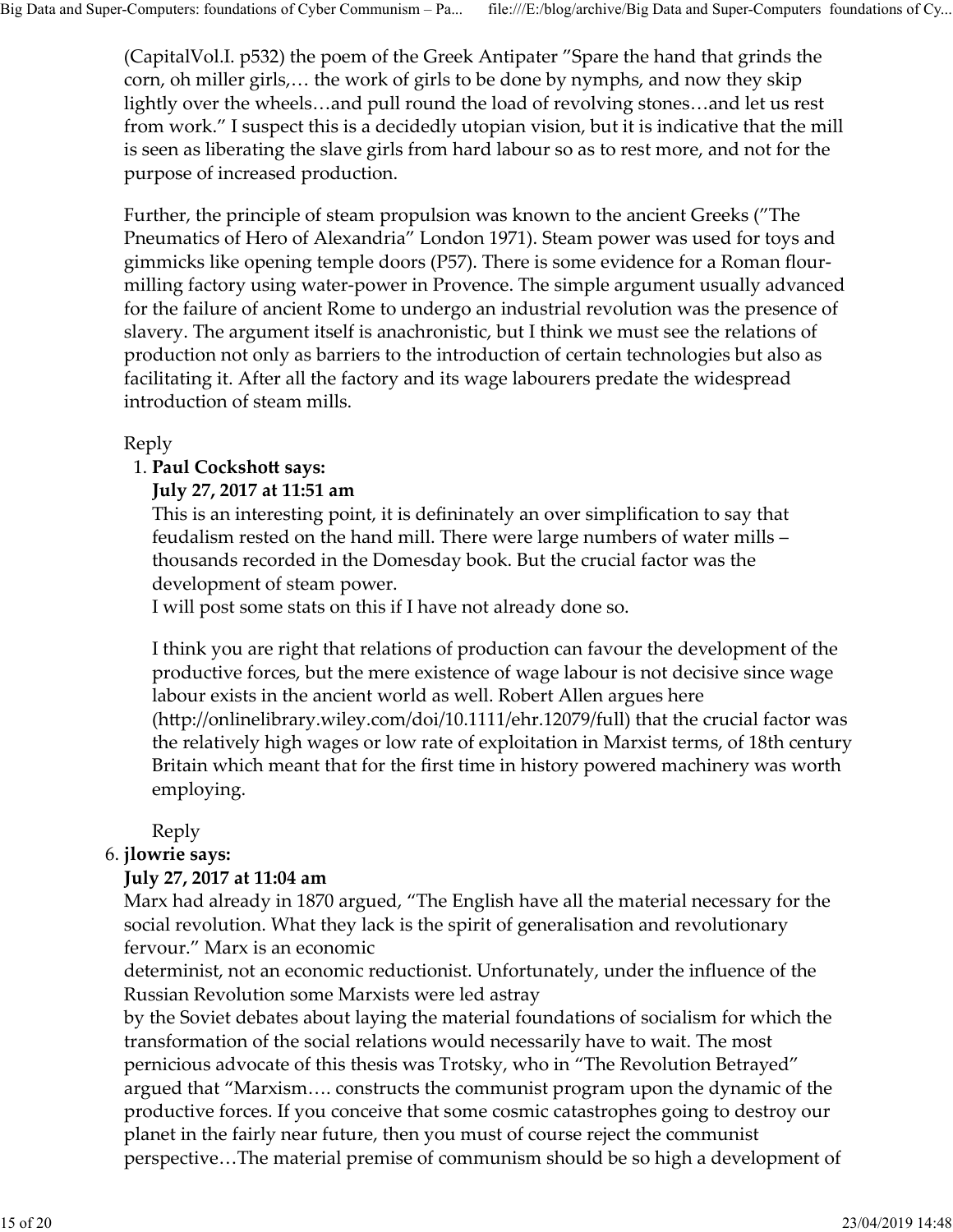(CapitalVol.I. p532) the poem of the Greek Antipater "Spare the hand that grinds the corn, oh miller girls,… the work of girls to be done by nymphs, and now they skip lightly over the wheels…and pull round the load of revolving stones…and let us rest from work." I suspect this is a decidedly utopian vision, but it is indicative that the mill is seen as liberating the slave girls from hard labour so as to rest more, and not for the purpose of increased production.

Further, the principle of steam propulsion was known to the ancient Greeks ("The Pneumatics of Hero of Alexandria" London 1971). Steam power was used for toys and gimmicks like opening temple doors (P57). There is some evidence for a Roman flour-milling factory using water-power in Provence. The simple argument usually advanced for the failure of ancient Rome to undergo an industrial revolution was the presence of slavery. The argument itself is anachronistic, but I think we must see the relations of production not only as barriers to the introduction of certain technologies but also as facilitating it. After all the factory and its wage labourers predate the widespread introduction of steam mills.

Reply

1. **Paul Cockshott says:**
   **July 27, 2017 at 11:51 am**
   This is an interesting point, it is defininately an over simplification to say that feudalism rested on the hand mill. There were large numbers of water mills – thousands recorded in the Domesday book. But the crucial factor was the development of steam power.
   I will post some stats on this if I have not already done so.

   I think you are right that relations of production can favour the development of the productive forces, but the mere existence of wage labour is not decisive since wage labour exists in the ancient world as well. Robert Allen argues here (http://onlinelibrary.wiley.com/doi/10.1111/ehr.12079/full) that the crucial factor was the relatively high wages or low rate of exploitation in Marxist terms, of 18th century Britain which meant that for the first time in history powered machinery was worth employing.

   Reply

6. **jlowrie says:**
   **July 27, 2017 at 11:04 am**
   Marx had already in 1870 argued, "The English have all the material necessary for the social revolution. What they lack is the spirit of generalisation and revolutionary fervour." Marx is an economic
   determinist, not an economic reductionist. Unfortunately, under the influence of the Russian Revolution some Marxists were led astray
   by the Soviet debates about laying the material foundations of socialism for which the transformation of the social relations would necessarily have to wait. The most pernicious advocate of this thesis was Trotsky, who in "The Revolution Betrayed" argued that "Marxism…. constructs the communist program upon the dynamic of the productive forces. If you conceive that some cosmic catastrophes going to destroy our planet in the fairly near future, then you must of course reject the communist perspective…The material premise of communism should be so high a development of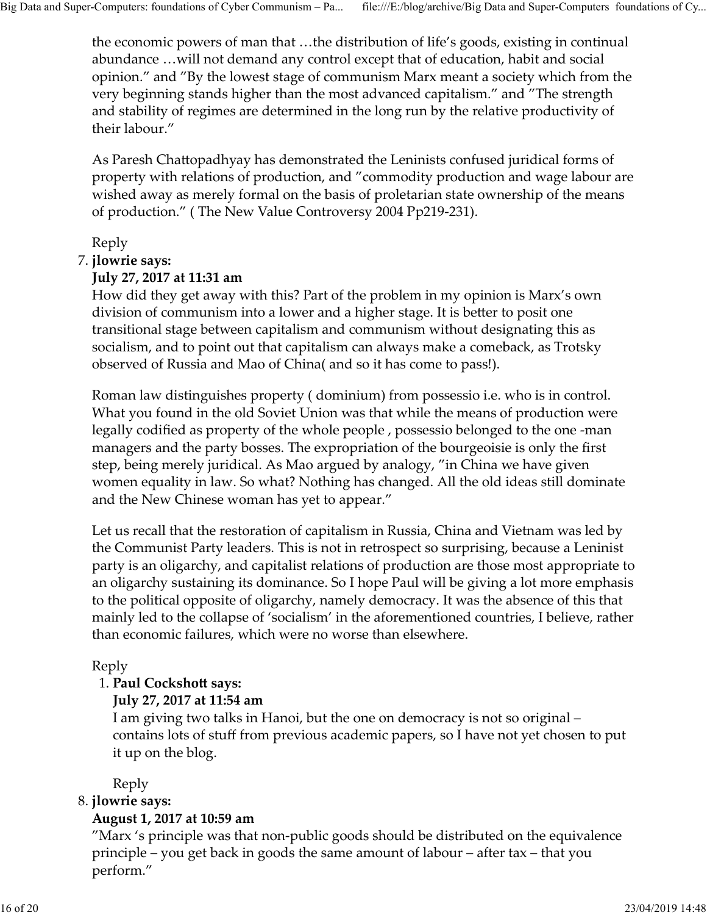the economic powers of man that …the distribution of life's goods, existing in continual abundance …will not demand any control except that of education, habit and social opinion." and "By the lowest stage of communism Marx meant a society which from the very beginning stands higher than the most advanced capitalism." and "The strength and stability of regimes are determined in the long run by the relative productivity of their labour."

As Paresh Chattopadhyay has demonstrated the Leninists confused juridical forms of property with relations of production, and "commodity production and wage labour are wished away as merely formal on the basis of proletarian state ownership of the means of production." ( The New Value Controversy 2004 Pp219-231).

Reply

7. **jlowrie says:**
   **July 27, 2017 at 11:31 am**
   How did they get away with this? Part of the problem in my opinion is Marx's own division of communism into a lower and a higher stage. It is better to posit one transitional stage between capitalism and communism without designating this as socialism, and to point out that capitalism can always make a comeback, as Trotsky observed of Russia and Mao of China( and so it has come to pass!).

   Roman law distinguishes property ( dominium) from possessio i.e. who is in control. What you found in the old Soviet Union was that while the means of production were legally codified as property of the whole people , possessio belonged to the one -man managers and the party bosses. The expropriation of the bourgeoisie is only the first step, being merely juridical. As Mao argued by analogy, "in China we have given women equality in law. So what? Nothing has changed. All the old ideas still dominate and the New Chinese woman has yet to appear."

   Let us recall that the restoration of capitalism in Russia, China and Vietnam was led by the Communist Party leaders. This is not in retrospect so surprising, because a Leninist party is an oligarchy, and capitalist relations of production are those most appropriate to an oligarchy sustaining its dominance. So I hope Paul will be giving a lot more emphasis to the political opposite of oligarchy, namely democracy. It was the absence of this that mainly led to the collapse of 'socialism' in the aforementioned countries, I believe, rather than economic failures, which were no worse than elsewhere.

   Reply

   1. **Paul Cockshott says:**
      **July 27, 2017 at 11:54 am**
      I am giving two talks in Hanoi, but the one on democracy is not so original – contains lots of stuff from previous academic papers, so I have not yet chosen to put it up on the blog.

      Reply

8. **jlowrie says:**
   **August 1, 2017 at 10:59 am**
   "Marx 's principle was that non-public goods should be distributed on the equivalence principle – you get back in goods the same amount of labour – after tax – that you perform."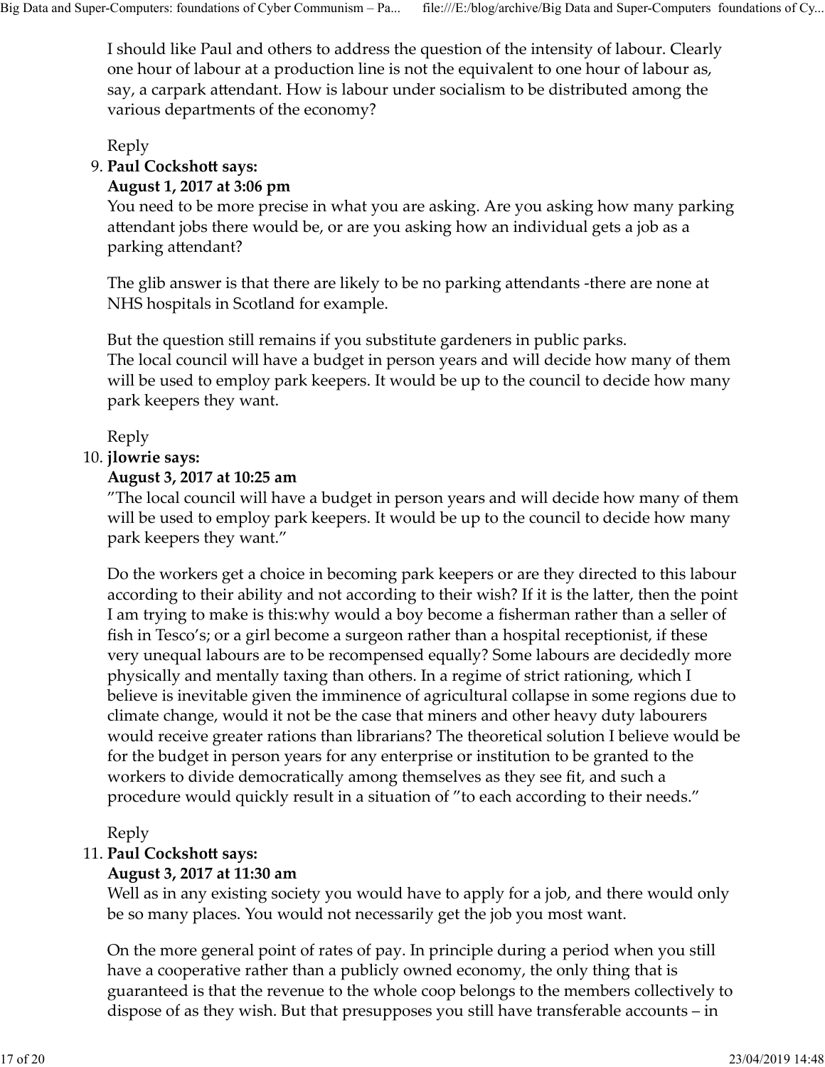I should like Paul and others to address the question of the intensity of labour. Clearly one hour of labour at a production line is not the equivalent to one hour of labour as, say, a carpark attendant. How is labour under socialism to be distributed among the various departments of the economy?

Reply

9. **Paul Cockshott says:**
   **August 1, 2017 at 3:06 pm**
   You need to be more precise in what you are asking. Are you asking how many parking attendant jobs there would be, or are you asking how an individual gets a job as a parking attendant?

   The glib answer is that there are likely to be no parking attendants -there are none at NHS hospitals in Scotland for example.

   But the question still remains if you substitute gardeners in public parks.
   The local council will have a budget in person years and will decide how many of them will be used to employ park keepers. It would be up to the council to decide how many park keepers they want.

   Reply

10. **jlowrie says:**
    **August 3, 2017 at 10:25 am**
    "The local council will have a budget in person years and will decide how many of them will be used to employ park keepers. It would be up to the council to decide how many park keepers they want."

    Do the workers get a choice in becoming park keepers or are they directed to this labour according to their ability and not according to their wish? If it is the latter, then the point I am trying to make is this:why would a boy become a fisherman rather than a seller of fish in Tesco's; or a girl become a surgeon rather than a hospital receptionist, if these very unequal labours are to be recompensed equally? Some labours are decidedly more physically and mentally taxing than others. In a regime of strict rationing, which I believe is inevitable given the imminence of agricultural collapse in some regions due to climate change, would it not be the case that miners and other heavy duty labourers would receive greater rations than librarians? The theoretical solution I believe would be for the budget in person years for any enterprise or institution to be granted to the workers to divide democratically among themselves as they see fit, and such a procedure would quickly result in a situation of "to each according to their needs."

    Reply

11. **Paul Cockshott says:**
    **August 3, 2017 at 11:30 am**
    Well as in any existing society you would have to apply for a job, and there would only be so many places. You would not necessarily get the job you most want.

    On the more general point of rates of pay. In principle during a period when you still have a cooperative rather than a publicly owned economy, the only thing that is guaranteed is that the revenue to the whole coop belongs to the members collectively to dispose of as they wish. But that presupposes you still have transferable accounts – in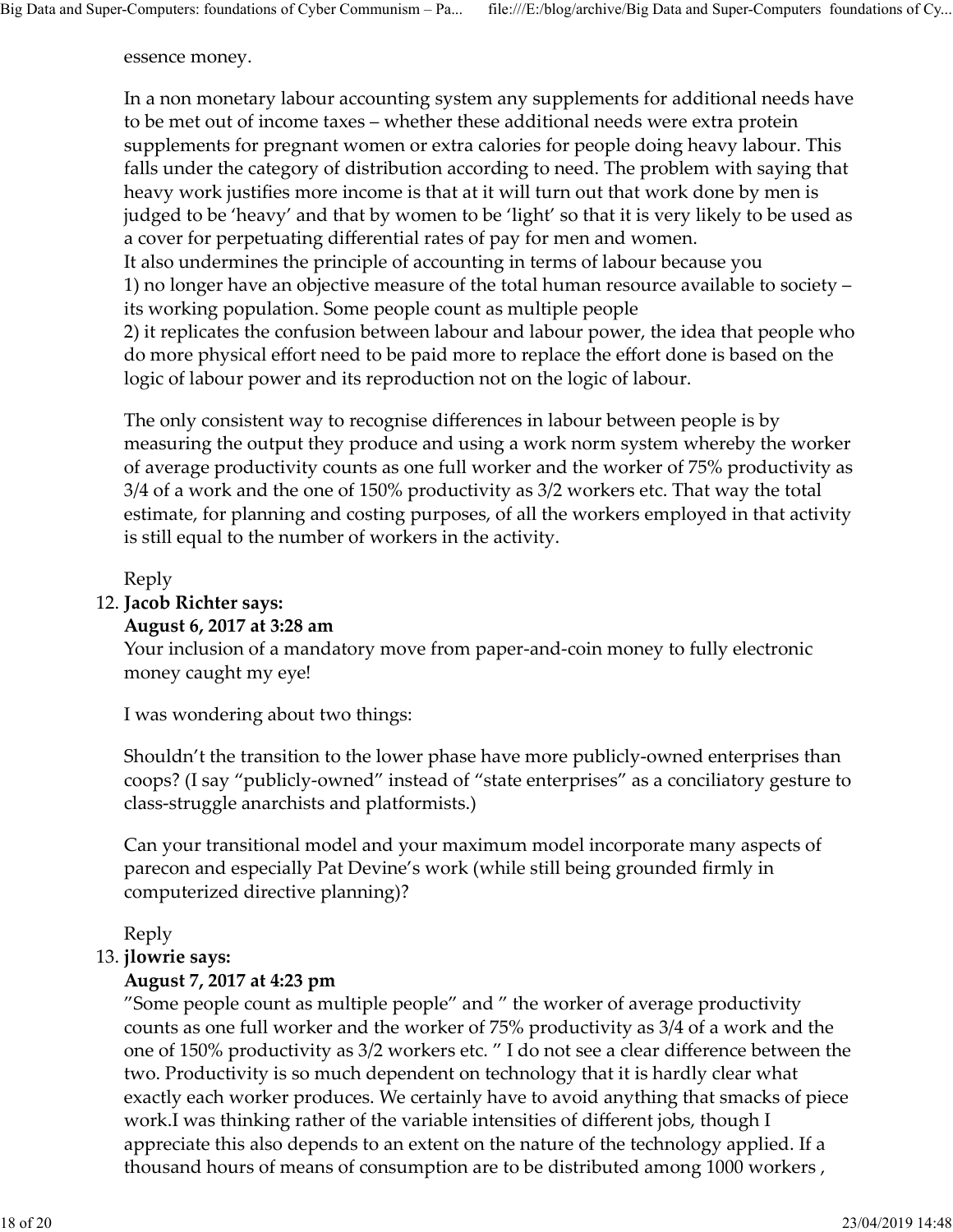essence money.

In a non monetary labour accounting system any supplements for additional needs have to be met out of income taxes – whether these additional needs were extra protein supplements for pregnant women or extra calories for people doing heavy labour. This falls under the category of distribution according to need. The problem with saying that heavy work justifies more income is that at it will turn out that work done by men is judged to be 'heavy' and that by women to be 'light' so that it is very likely to be used as a cover for perpetuating differential rates of pay for men and women.
It also undermines the principle of accounting in terms of labour because you
1) no longer have an objective measure of the total human resource available to society – its working population. Some people count as multiple people
2) it replicates the confusion between labour and labour power, the idea that people who do more physical effort need to be paid more to replace the effort done is based on the logic of labour power and its reproduction not on the logic of labour.

The only consistent way to recognise differences in labour between people is by measuring the output they produce and using a work norm system whereby the worker of average productivity counts as one full worker and the worker of 75% productivity as 3/4 of a work and the one of 150% productivity as 3/2 workers etc. That way the total estimate, for planning and costing purposes, of all the workers employed in that activity is still equal to the number of workers in the activity.

Reply

12. **Jacob Richter says:**
**August 6, 2017 at 3:28 am**
Your inclusion of a mandatory move from paper-and-coin money to fully electronic money caught my eye!

I was wondering about two things:

Shouldn't the transition to the lower phase have more publicly-owned enterprises than coops? (I say "publicly-owned" instead of "state enterprises" as a conciliatory gesture to class-struggle anarchists and platformists.)

Can your transitional model and your maximum model incorporate many aspects of parecon and especially Pat Devine's work (while still being grounded firmly in computerized directive planning)?

Reply

13. **jlowrie says:**
**August 7, 2017 at 4:23 pm**
"Some people count as multiple people" and " the worker of average productivity counts as one full worker and the worker of 75% productivity as 3/4 of a work and the one of 150% productivity as 3/2 workers etc. " I do not see a clear difference between the two. Productivity is so much dependent on technology that it is hardly clear what exactly each worker produces. We certainly have to avoid anything that smacks of piece work.I was thinking rather of the variable intensities of different jobs, though I appreciate this also depends to an extent on the nature of the technology applied. If a thousand hours of means of consumption are to be distributed among 1000 workers ,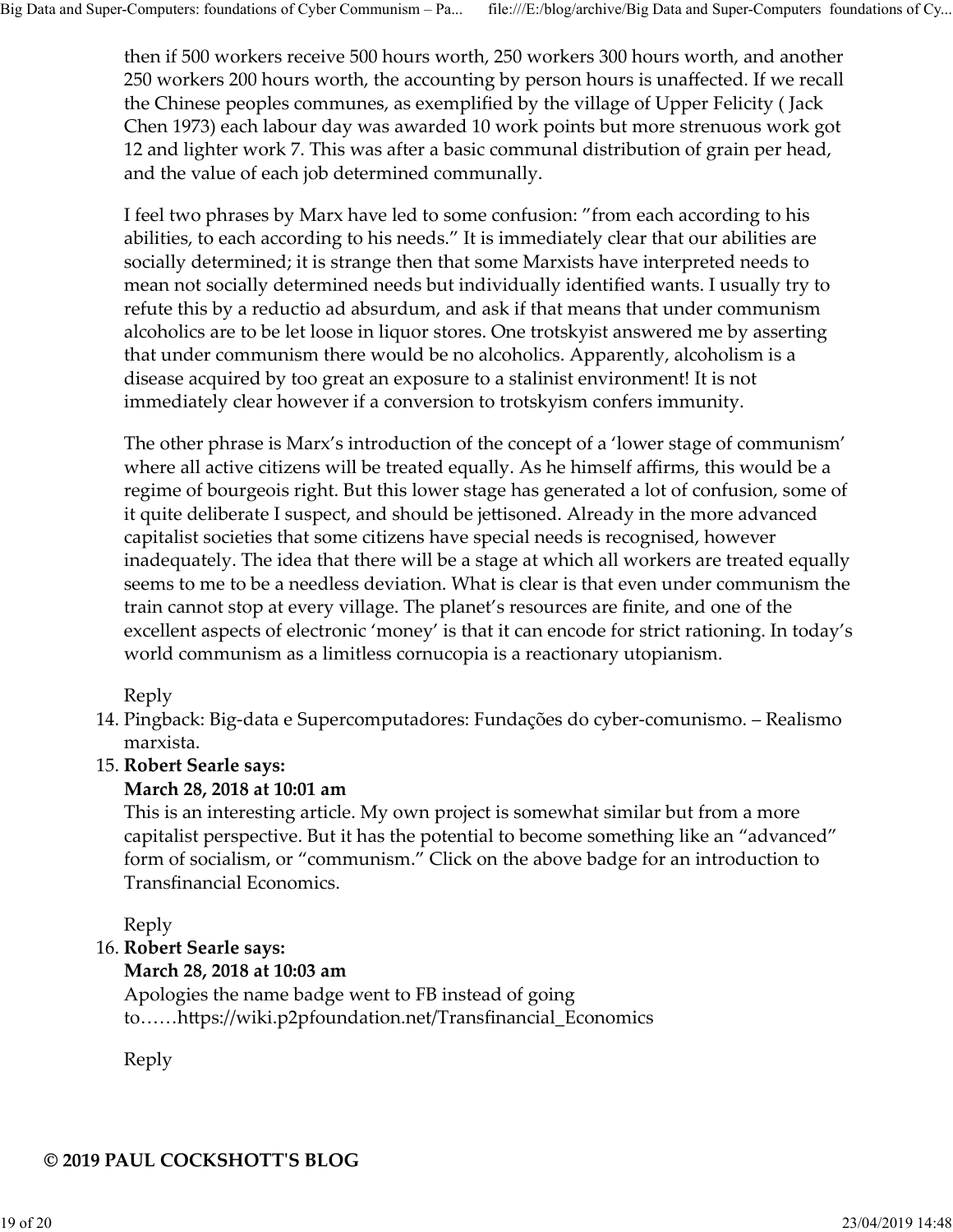then if 500 workers receive 500 hours worth, 250 workers 300 hours worth, and another 250 workers 200 hours worth, the accounting by person hours is unaffected. If we recall the Chinese peoples communes, as exemplified by the village of Upper Felicity ( Jack Chen 1973) each labour day was awarded 10 work points but more strenuous work got 12 and lighter work 7. This was after a basic communal distribution of grain per head, and the value of each job determined communally.

I feel two phrases by Marx have led to some confusion: "from each according to his abilities, to each according to his needs." It is immediately clear that our abilities are socially determined; it is strange then that some Marxists have interpreted needs to mean not socially determined needs but individually identified wants. I usually try to refute this by a reductio ad absurdum, and ask if that means that under communism alcoholics are to be let loose in liquor stores. One trotskyist answered me by asserting that under communism there would be no alcoholics. Apparently, alcoholism is a disease acquired by too great an exposure to a stalinist environment! It is not immediately clear however if a conversion to trotskyism confers immunity.

The other phrase is Marx's introduction of the concept of a 'lower stage of communism' where all active citizens will be treated equally. As he himself affirms, this would be a regime of bourgeois right. But this lower stage has generated a lot of confusion, some of it quite deliberate I suspect, and should be jettisoned. Already in the more advanced capitalist societies that some citizens have special needs is recognised, however inadequately. The idea that there will be a stage at which all workers are treated equally seems to me to be a needless deviation. What is clear is that even under communism the train cannot stop at every village. The planet's resources are finite, and one of the excellent aspects of electronic 'money' is that it can encode for strict rationing. In today's world communism as a limitless cornucopia is a reactionary utopianism.

Reply

14. Pingback: Big-data e Supercomputadores: Fundações do cyber-comunismo. – Realismo marxista.
15. **Robert Searle says:**
    **March 28, 2018 at 10:01 am**
    This is an interesting article. My own project is somewhat similar but from a more capitalist perspective. But it has the potential to become something like an "advanced" form of socialism, or "communism." Click on the above badge for an introduction to Transfinancial Economics.

    Reply
16. **Robert Searle says:**
    **March 28, 2018 at 10:03 am**
    Apologies the name badge went to FB instead of going to……https://wiki.p2pfoundation.net/Transfinancial_Economics

    Reply

**© 2019 PAUL COCKSHOTT'S BLOG**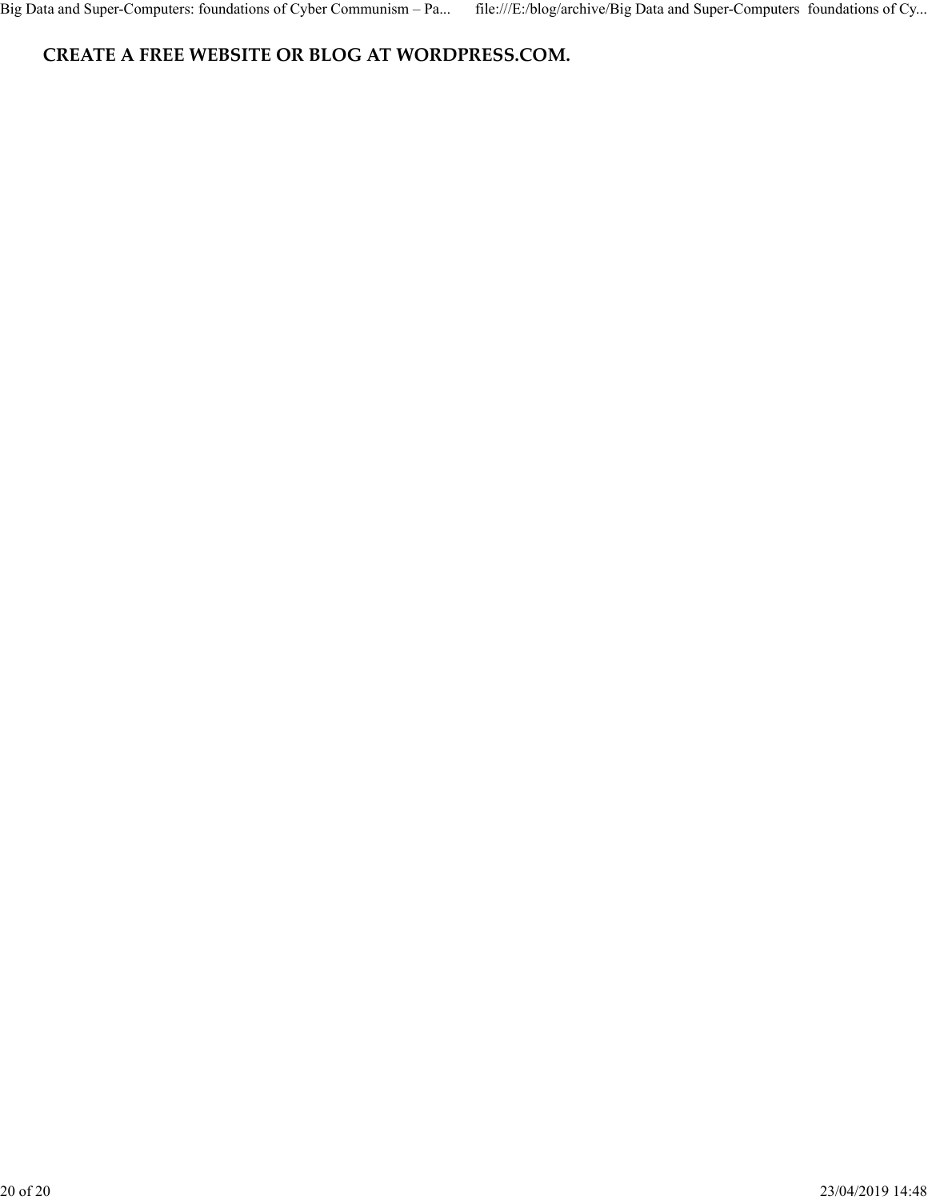**CREATE A FREE WEBSITE OR BLOG AT WORDPRESS.COM.**